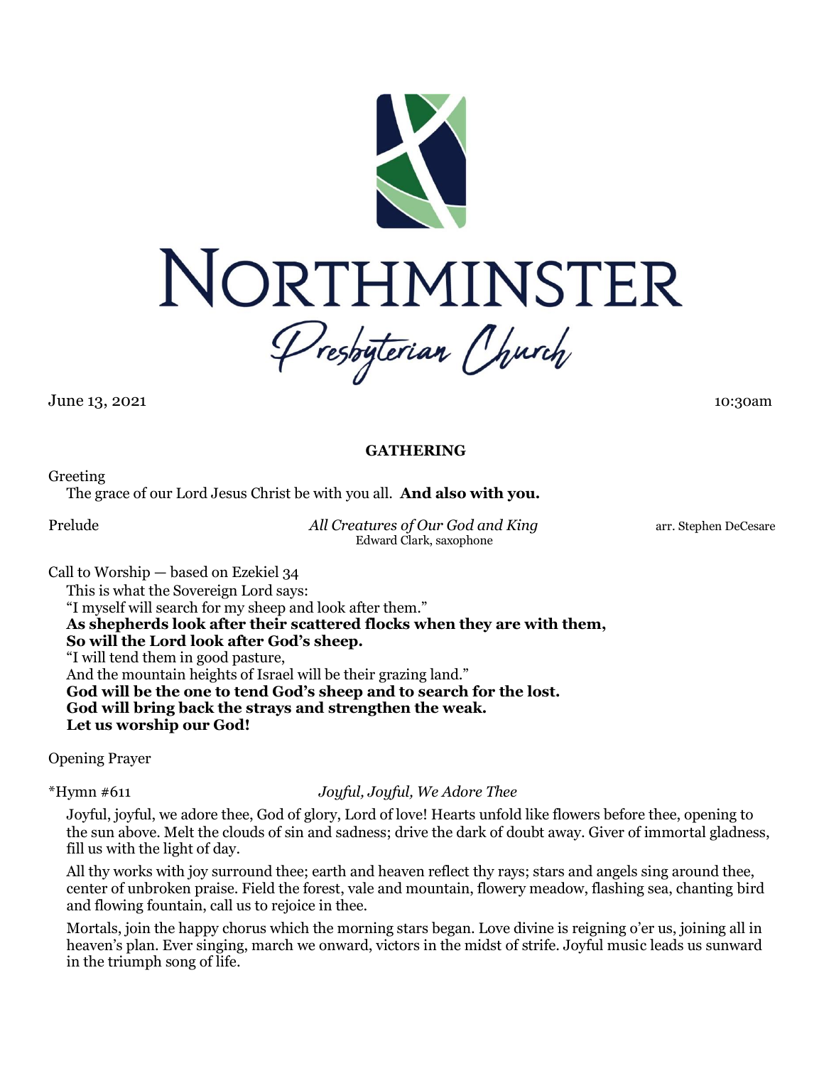# NORTHMINSTER
## Presbyterian Church

June 13, 2021 10:30am

**GATHERING**

Greeting

The grace of our Lord Jesus Christ be with you all. **And also with you.**

Prelude *All Creatures of Our God and King* arr. Stephen DeCesare
Edward Clark, saxophone

Call to Worship — based on Ezekiel 34

This is what the Sovereign Lord says:
"I myself will search for my sheep and look after them."
**As shepherds look after their scattered flocks when they are with them,**
**So will the Lord look after God's sheep.**
"I will tend them in good pasture,
And the mountain heights of Israel will be their grazing land."
**God will be the one to tend God's sheep and to search for the lost.**
**God will bring back the strays and strengthen the weak.**
**Let us worship our God!**

Opening Prayer

*Hymn #611 *Joyful, Joyful, We Adore Thee*

Joyful, joyful, we adore thee, God of glory, Lord of love! Hearts unfold like flowers before thee, opening to the sun above. Melt the clouds of sin and sadness; drive the dark of doubt away. Giver of immortal gladness, fill us with the light of day.

All thy works with joy surround thee; earth and heaven reflect thy rays; stars and angels sing around thee, center of unbroken praise. Field the forest, vale and mountain, flowery meadow, flashing sea, chanting bird and flowing fountain, call us to rejoice in thee.

Mortals, join the happy chorus which the morning stars began. Love divine is reigning o'er us, joining all in heaven's plan. Ever singing, march we onward, victors in the midst of strife. Joyful music leads us sunward in the triumph song of life.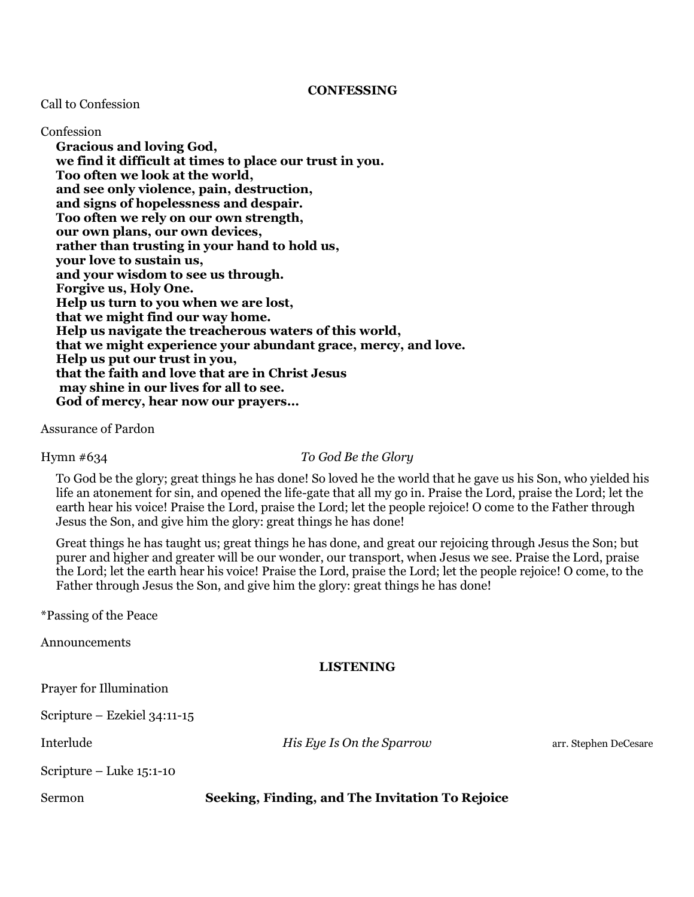## CONFESSING

Call to Confession

Confession

**Gracious and loving God,**
**we find it difficult at times to place our trust in you.**
**Too often we look at the world,**
**and see only violence, pain, destruction,**
**and signs of hopelessness and despair.**
**Too often we rely on our own strength,**
**our own plans, our own devices,**
**rather than trusting in your hand to hold us,**
**your love to sustain us,**
**and your wisdom to see us through.**
**Forgive us, Holy One.**
**Help us turn to you when we are lost,**
**that we might find our way home.**
**Help us navigate the treacherous waters of this world,**
**that we might experience your abundant grace, mercy, and love.**
**Help us put our trust in you,**
**that the faith and love that are in Christ Jesus**
**may shine in our lives for all to see.**
**God of mercy, hear now our prayers…**

Assurance of Pardon

Hymn #634 *To God Be the Glory*

To God be the glory; great things he has done! So loved he the world that he gave us his Son, who yielded his life an atonement for sin, and opened the life-gate that all my go in. Praise the Lord, praise the Lord; let the earth hear his voice! Praise the Lord, praise the Lord; let the people rejoice! O come to the Father through Jesus the Son, and give him the glory: great things he has done!

Great things he has taught us; great things he has done, and great our rejoicing through Jesus the Son; but purer and higher and greater will be our wonder, our transport, when Jesus we see. Praise the Lord, praise the Lord; let the earth hear his voice! Praise the Lord, praise the Lord; let the people rejoice! O come, to the Father through Jesus the Son, and give him the glory: great things he has done!

*Passing of the Peace

Announcements

## LISTENING

Prayer for Illumination

Scripture – Ezekiel 34:11-15

Interlude *His Eye Is On the Sparrow* arr. Stephen DeCesare

Scripture – Luke 15:1-10

Sermon **Seeking, Finding, and The Invitation To Rejoice**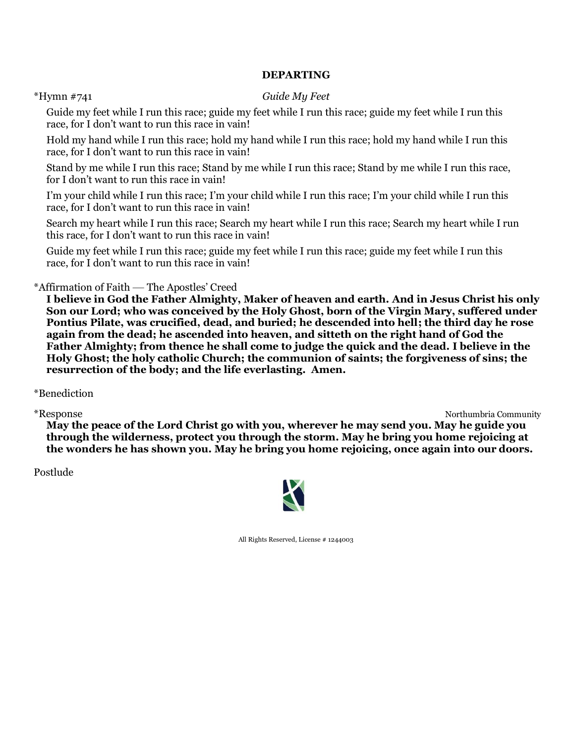## DEPARTING

*Hymn #741 *Guide My Feet*

Guide my feet while I run this race; guide my feet while I run this race; guide my feet while I run this race, for I don't want to run this race in vain!

Hold my hand while I run this race; hold my hand while I run this race; hold my hand while I run this race, for I don't want to run this race in vain!

Stand by me while I run this race; Stand by me while I run this race; Stand by me while I run this race, for I don't want to run this race in vain!

I'm your child while I run this race; I'm your child while I run this race; I'm your child while I run this race, for I don't want to run this race in vain!

Search my heart while I run this race; Search my heart while I run this race; Search my heart while I run this race, for I don't want to run this race in vain!

Guide my feet while I run this race; guide my feet while I run this race; guide my feet while I run this race, for I don't want to run this race in vain!

*Affirmation of Faith — The Apostles' Creed

**I believe in God the Father Almighty, Maker of heaven and earth. And in Jesus Christ his only Son our Lord; who was conceived by the Holy Ghost, born of the Virgin Mary, suffered under Pontius Pilate, was crucified, dead, and buried; he descended into hell; the third day he rose again from the dead; he ascended into heaven, and sitteth on the right hand of God the Father Almighty; from thence he shall come to judge the quick and the dead. I believe in the Holy Ghost; the holy catholic Church; the communion of saints; the forgiveness of sins; the resurrection of the body; and the life everlasting. Amen.**

*Benediction

*Response Northumbria Community

**May the peace of the Lord Christ go with you, wherever he may send you. May he guide you through the wilderness, protect you through the storm. May he bring you home rejoicing at the wonders he has shown you. May he bring you home rejoicing, once again into our doors.**

Postlude

All Rights Reserved, License # 1244003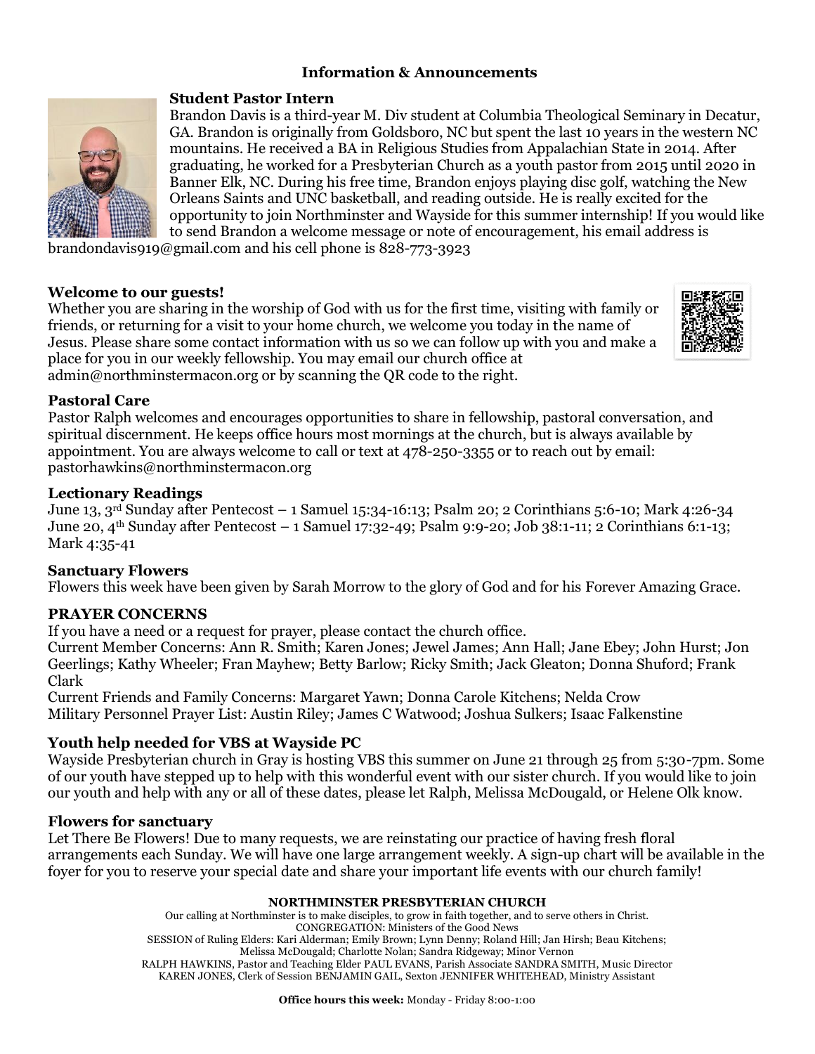## Information & Announcements

### Student Pastor Intern

Brandon Davis is a third-year M. Div student at Columbia Theological Seminary in Decatur, GA. Brandon is originally from Goldsboro, NC but spent the last 10 years in the western NC mountains. He received a BA in Religious Studies from Appalachian State in 2014. After graduating, he worked for a Presbyterian Church as a youth pastor from 2015 until 2020 in Banner Elk, NC. During his free time, Brandon enjoys playing disc golf, watching the New Orleans Saints and UNC basketball, and reading outside. He is really excited for the opportunity to join Northminster and Wayside for this summer internship! If you would like to send Brandon a welcome message or note of encouragement, his email address is brandondavis919@gmail.com and his cell phone is 828-773-3923

### Welcome to our guests!

Whether you are sharing in the worship of God with us for the first time, visiting with family or friends, or returning for a visit to your home church, we welcome you today in the name of Jesus. Please share some contact information with us so we can follow up with you and make a place for you in our weekly fellowship. You may email our church office at admin@northminstermacon.org or by scanning the QR code to the right.

### Pastoral Care

Pastor Ralph welcomes and encourages opportunities to share in fellowship, pastoral conversation, and spiritual discernment. He keeps office hours most mornings at the church, but is always available by appointment. You are always welcome to call or text at 478-250-3355 or to reach out by email: pastorhawkins@northminstermacon.org

### Lectionary Readings

June 13, 3rd Sunday after Pentecost – 1 Samuel 15:34-16:13; Psalm 20; 2 Corinthians 5:6-10; Mark 4:26-34
June 20, 4th Sunday after Pentecost – 1 Samuel 17:32-49; Psalm 9:9-20; Job 38:1-11; 2 Corinthians 6:1-13; Mark 4:35-41

### Sanctuary Flowers

Flowers this week have been given by Sarah Morrow to the glory of God and for his Forever Amazing Grace.

### PRAYER CONCERNS

If you have a need or a request for prayer, please contact the church office.
Current Member Concerns: Ann R. Smith; Karen Jones; Jewel James; Ann Hall; Jane Ebey; John Hurst; Jon Geerlings; Kathy Wheeler; Fran Mayhew; Betty Barlow; Ricky Smith; Jack Gleaton; Donna Shuford; Frank Clark
Current Friends and Family Concerns: Margaret Yawn; Donna Carole Kitchens; Nelda Crow
Military Personnel Prayer List: Austin Riley; James C Watwood; Joshua Sulkers; Isaac Falkenstine

### Youth help needed for VBS at Wayside PC

Wayside Presbyterian church in Gray is hosting VBS this summer on June 21 through 25 from 5:30-7pm. Some of our youth have stepped up to help with this wonderful event with our sister church. If you would like to join our youth and help with any or all of these dates, please let Ralph, Melissa McDougald, or Helene Olk know.

### Flowers for sanctuary

Let There Be Flowers! Due to many requests, we are reinstating our practice of having fresh floral arrangements each Sunday. We will have one large arrangement weekly. A sign-up chart will be available in the foyer for you to reserve your special date and share your important life events with our church family!

**NORTHMINSTER PRESBYTERIAN CHURCH**

Our calling at Northminster is to make disciples, to grow in faith together, and to serve others in Christ.
CONGREGATION: Ministers of the Good News
SESSION of Ruling Elders: Kari Alderman; Emily Brown; Lynn Denny; Roland Hill; Jan Hirsh; Beau Kitchens; Melissa McDougald; Charlotte Nolan; Sandra Ridgeway; Minor Vernon
RALPH HAWKINS, Pastor and Teaching Elder PAUL EVANS, Parish Associate SANDRA SMITH, Music Director
KAREN JONES, Clerk of Session BENJAMIN GAIL, Sexton JENNIFER WHITEHEAD, Ministry Assistant

**Office hours this week:** Monday - Friday 8:00-1:00